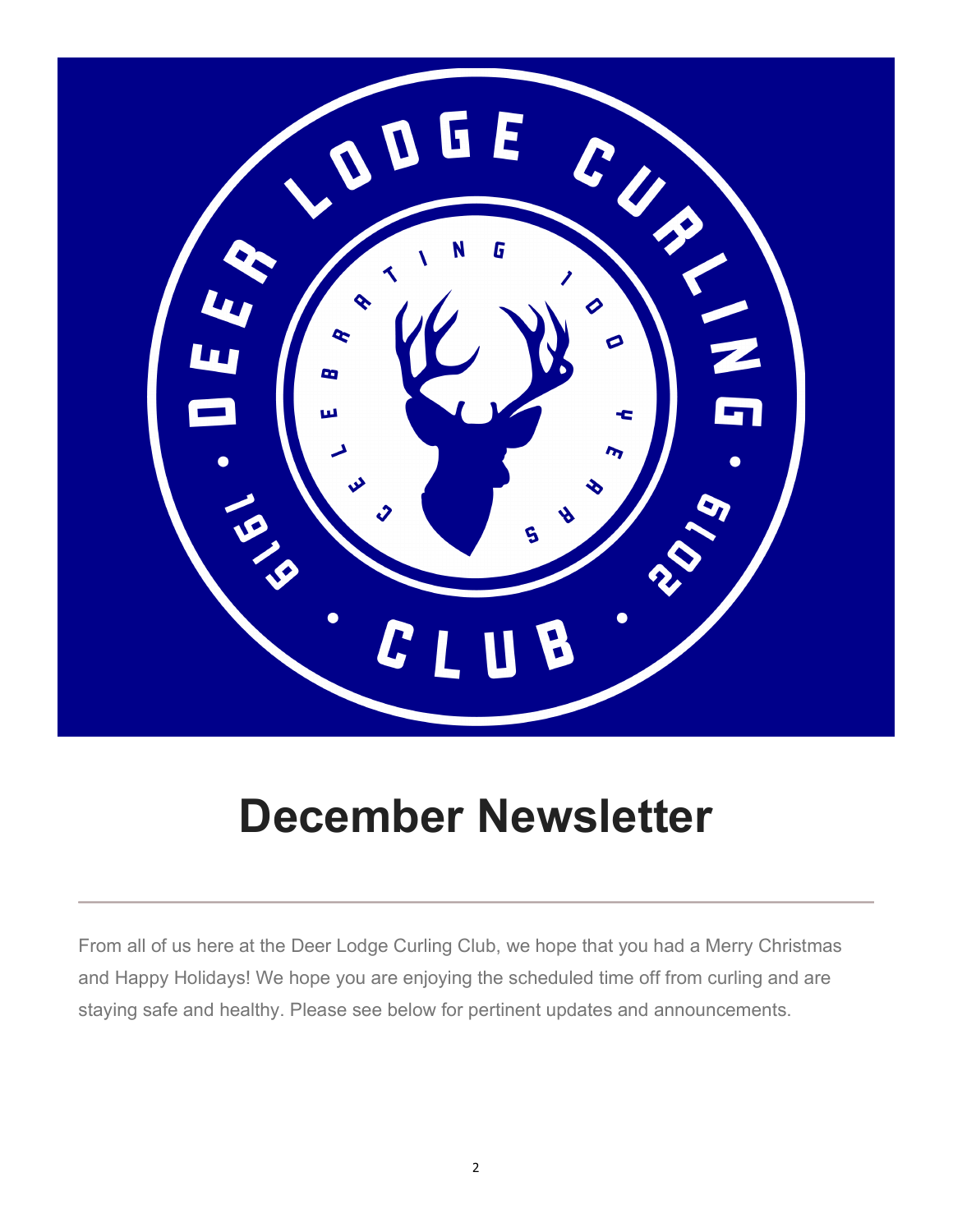# December Newsletter

---

From all of us here at the Deer Lodge Curling Club, we hope that you had a Merry Christmas and Happy Holidays! We hope you are enjoying the scheduled time off from curling and are staying safe and healthy. Please see below for pertinent updates and announcements.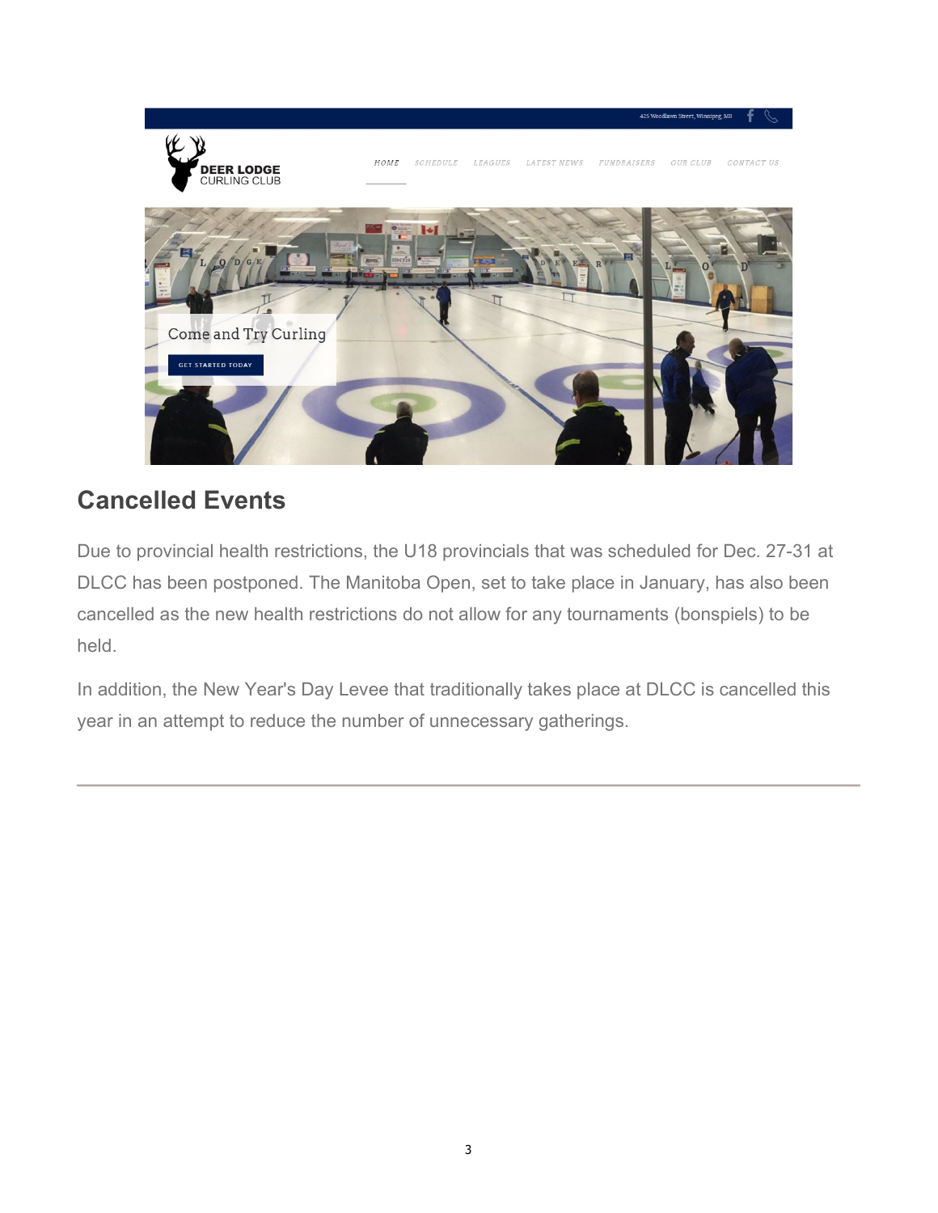## Cancelled Events

Due to provincial health restrictions, the U18 provincials that was scheduled for Dec. 27-31 at DLCC has been postponed. The Manitoba Open, set to take place in January, has also been cancelled as the new health restrictions do not allow for any tournaments (bonspiels) to be held.

In addition, the New Year's Day Levee that traditionally takes place at DLCC is cancelled this year in an attempt to reduce the number of unnecessary gatherings.

---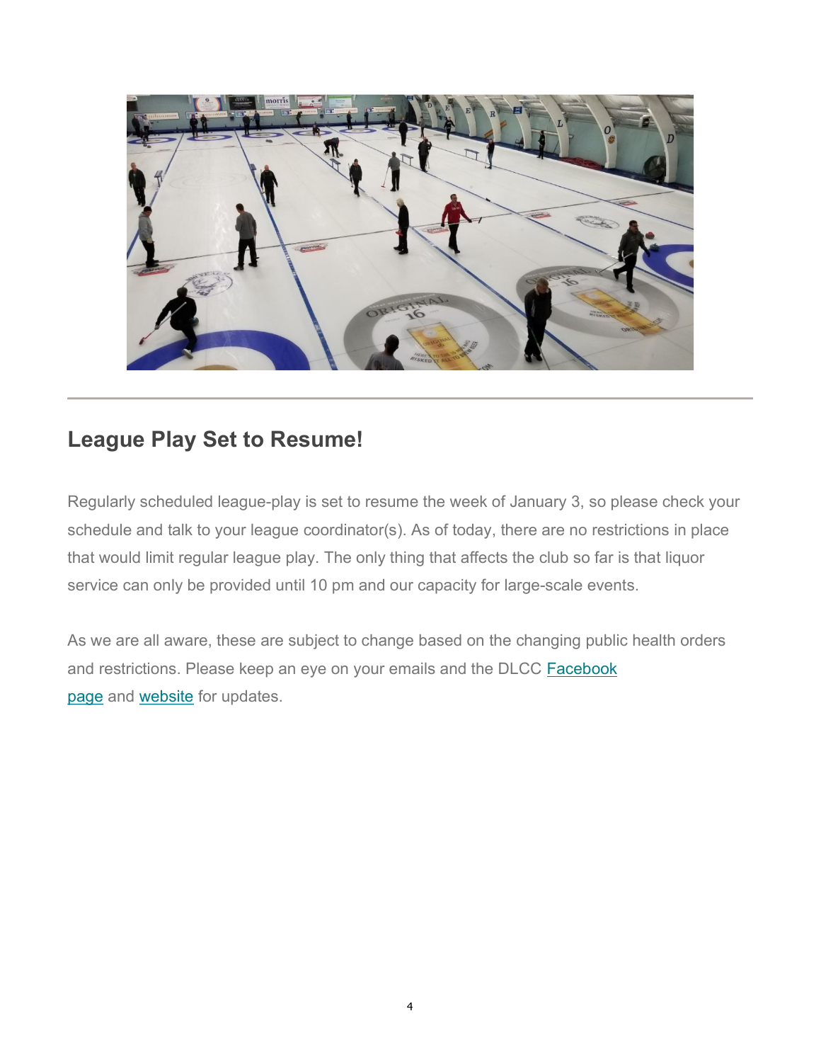## League Play Set to Resume!

Regularly scheduled league-play is set to resume the week of January 3, so please check your schedule and talk to your league coordinator(s). As of today, there are no restrictions in place that would limit regular league play. The only thing that affects the club so far is that liquor service can only be provided until 10 pm and our capacity for large-scale events.

As we are all aware, these are subject to change based on the changing public health orders and restrictions. Please keep an eye on your emails and the DLCC Facebook page and website for updates.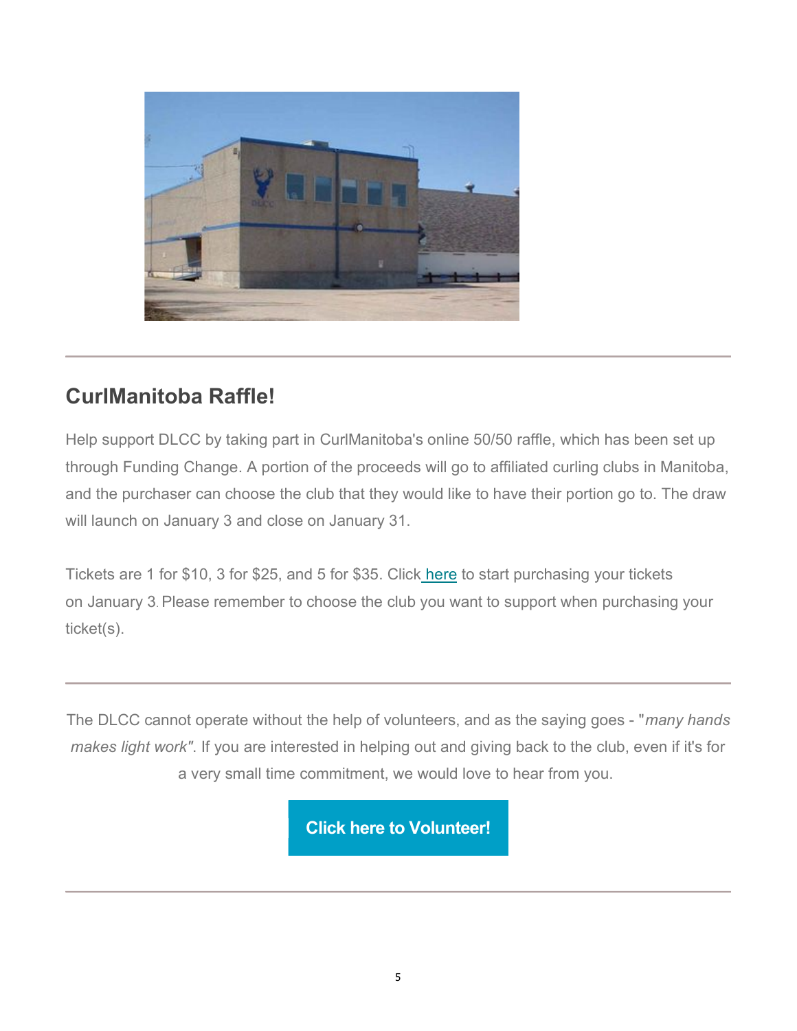## CurlManitoba Raffle!

Help support DLCC by taking part in CurlManitoba's online 50/50 raffle, which has been set up through Funding Change. A portion of the proceeds will go to affiliated curling clubs in Manitoba, and the purchaser can choose the club that they would like to have their portion go to. The draw will launch on January 3 and close on January 31.

Tickets are 1 for $10, 3 for $25, and 5 for $35. Click here to start purchasing your tickets on January 3. Please remember to choose the club you want to support when purchasing your ticket(s).

---

The DLCC cannot operate without the help of volunteers, and as the saying goes - "*many hands makes light work*". If you are interested in helping out and giving back to the club, even if it's for a very small time commitment, we would love to hear from you.

**Click here to Volunteer!**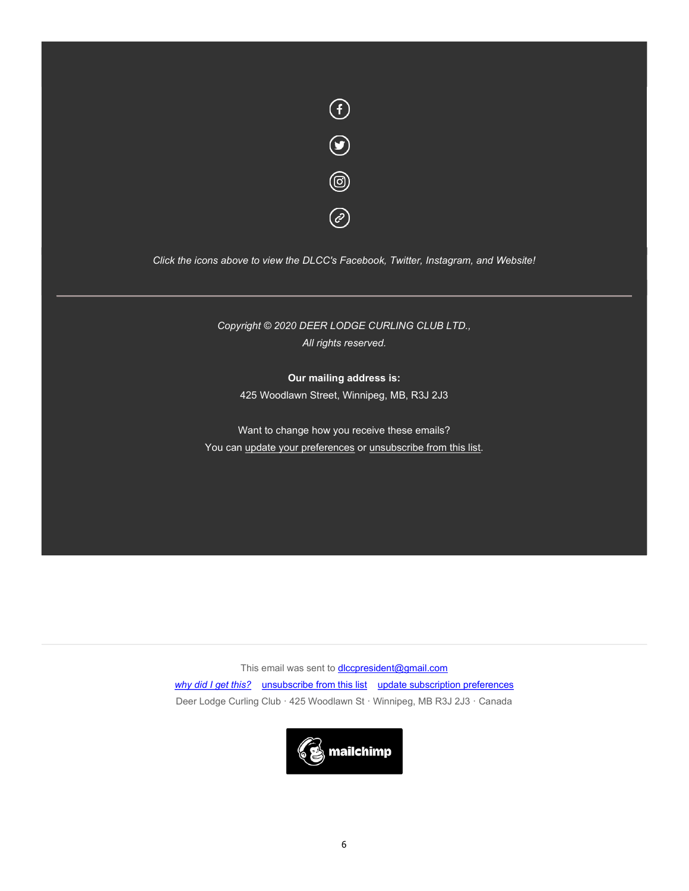*Click the icons above to view the DLCC's Facebook, Twitter, Instagram, and Website!*

---

*Copyright © 2020 DEER LODGE CURLING CLUB LTD., All rights reserved.*

**Our mailing address is:**
425 Woodlawn Street, Winnipeg, MB, R3J 2J3

Want to change how you receive these emails?
You can update your preferences or unsubscribe from this list.

---

This email was sent to dlccpresident@gmail.com
*why did I get this?* unsubscribe from this list update subscription preferences
Deer Lodge Curling Club · 425 Woodlawn St · Winnipeg, MB R3J 2J3 · Canada

mailchimp